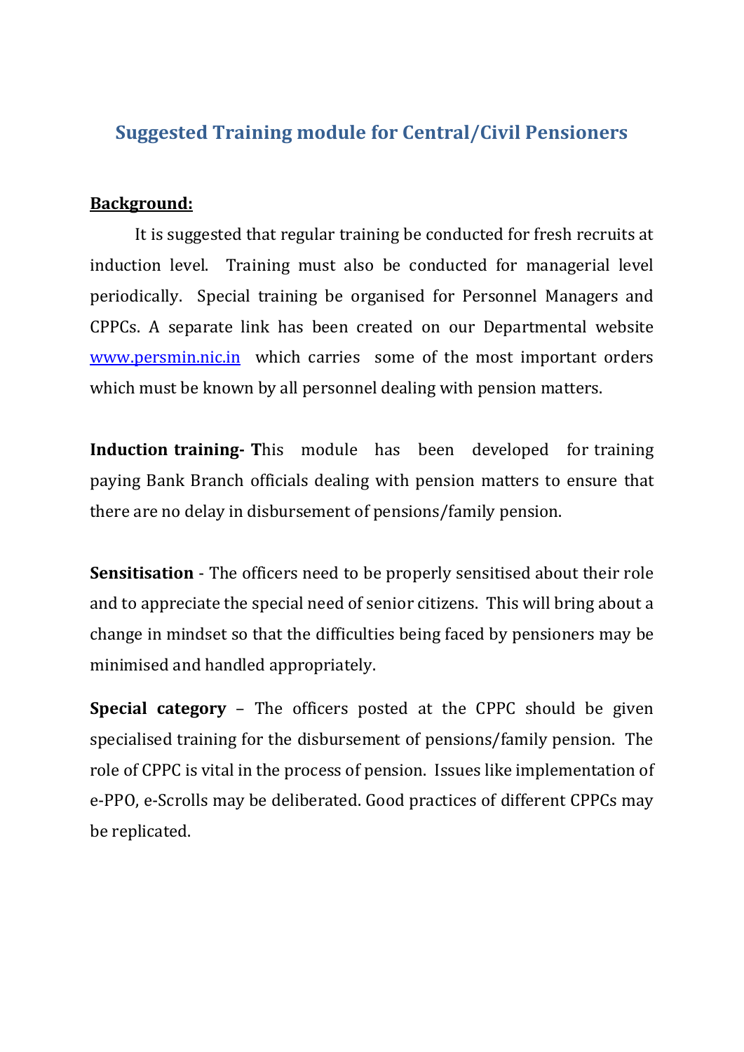# Suggested Training module for Central/Civil Pensioners

**Background:**

It is suggested that regular training be conducted for fresh recruits at induction level. Training must also be conducted for managerial level periodically. Special training be organised for Personnel Managers and CPPCs. A separate link has been created on our Departmental website www.persmin.nic.in which carries some of the most important orders which must be known by all personnel dealing with pension matters.

**Induction training-** This module has been developed for training paying Bank Branch officials dealing with pension matters to ensure that there are no delay in disbursement of pensions/family pension.

**Sensitisation** - The officers need to be properly sensitised about their role and to appreciate the special need of senior citizens. This will bring about a change in mindset so that the difficulties being faced by pensioners may be minimised and handled appropriately.

**Special category** – The officers posted at the CPPC should be given specialised training for the disbursement of pensions/family pension. The role of CPPC is vital in the process of pension. Issues like implementation of e-PPO, e-Scrolls may be deliberated. Good practices of different CPPCs may be replicated.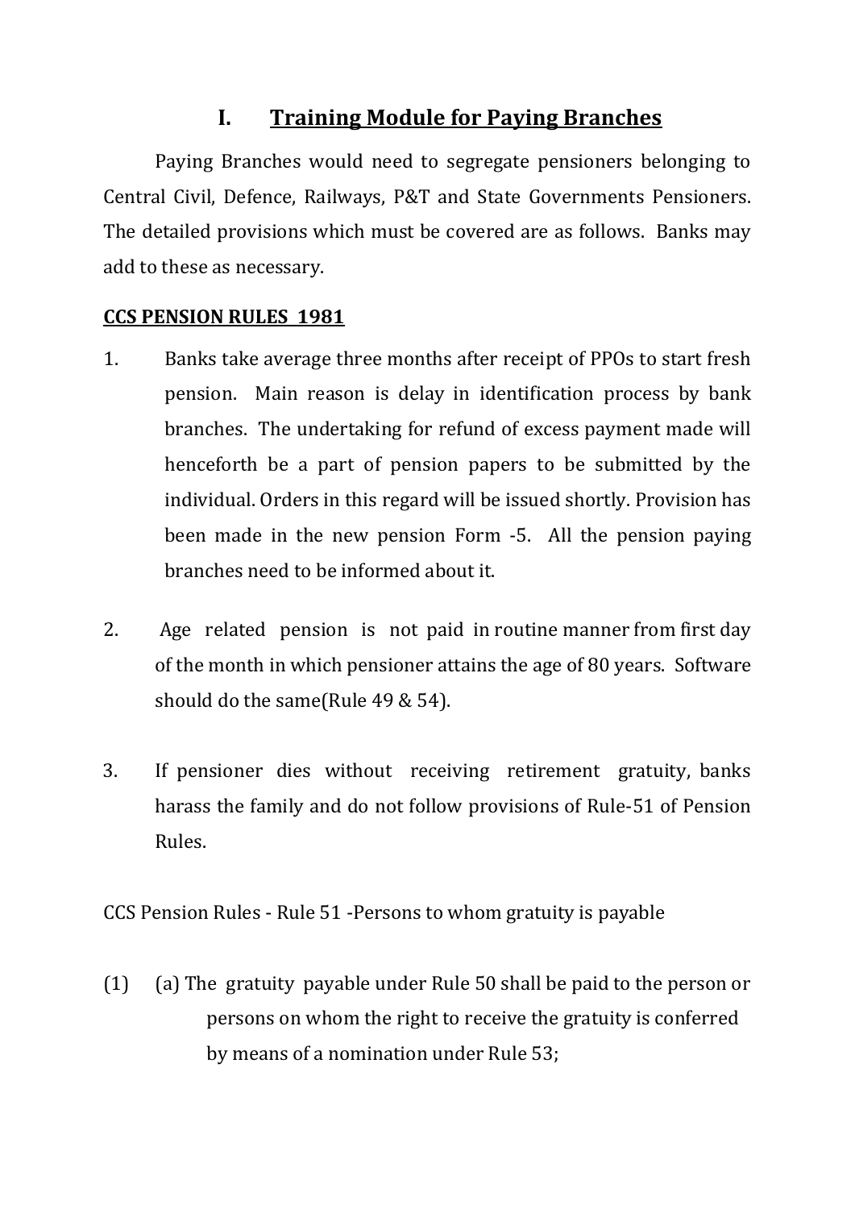## I. Training Module for Paying Branches

Paying Branches would need to segregate pensioners belonging to Central Civil, Defence, Railways, P&T and State Governments Pensioners. The detailed provisions which must be covered are as follows. Banks may add to these as necessary.

**CCS PENSION RULES 1981**

1. Banks take average three months after receipt of PPOs to start fresh pension. Main reason is delay in identification process by bank branches. The undertaking for refund of excess payment made will henceforth be a part of pension papers to be submitted by the individual. Orders in this regard will be issued shortly. Provision has been made in the new pension Form -5. All the pension paying branches need to be informed about it.

2. Age related pension is not paid in routine manner from first day of the month in which pensioner attains the age of 80 years. Software should do the same(Rule 49 & 54).

3. If pensioner dies without receiving retirement gratuity, banks harass the family and do not follow provisions of Rule-51 of Pension Rules.

CCS Pension Rules - Rule 51 -Persons to whom gratuity is payable

(1) (a) The gratuity payable under Rule 50 shall be paid to the person or persons on whom the right to receive the gratuity is conferred by means of a nomination under Rule 53;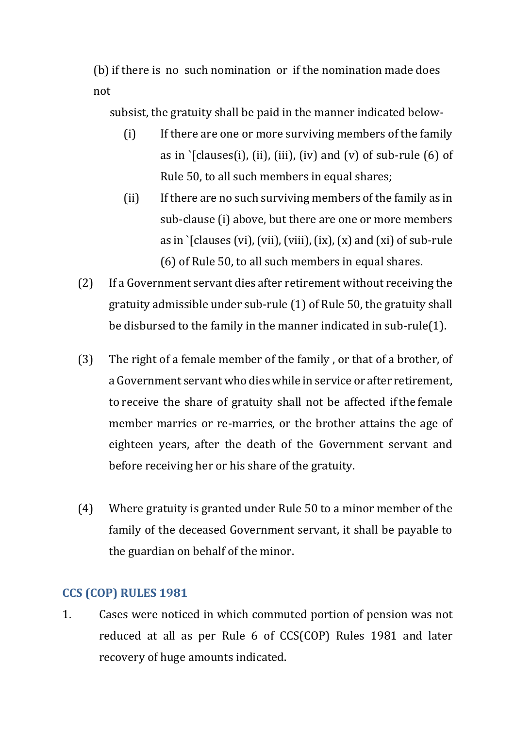(b) if there is no such nomination or if the nomination made does not subsist, the gratuity shall be paid in the manner indicated below-

(i) If there are one or more surviving members of the family as in `[clauses(i), (ii), (iii), (iv) and (v) of sub-rule (6) of Rule 50, to all such members in equal shares;

(ii) If there are no such surviving members of the family as in sub-clause (i) above, but there are one or more members as in `[clauses (vi), (vii), (viii), (ix), (x) and (xi) of sub-rule (6) of Rule 50, to all such members in equal shares.

(2) If a Government servant dies after retirement without receiving the gratuity admissible under sub-rule (1) of Rule 50, the gratuity shall be disbursed to the family in the manner indicated in sub-rule(1).

(3) The right of a female member of the family , or that of a brother, of a Government servant who dies while in service or after retirement, to receive the share of gratuity shall not be affected if the female member marries or re-marries, or the brother attains the age of eighteen years, after the death of the Government servant and before receiving her or his share of the gratuity.

(4) Where gratuity is granted under Rule 50 to a minor member of the family of the deceased Government servant, it shall be payable to the guardian on behalf of the minor.

## CCS (COP) RULES 1981

1. Cases were noticed in which commuted portion of pension was not reduced at all as per Rule 6 of CCS(COP) Rules 1981 and later recovery of huge amounts indicated.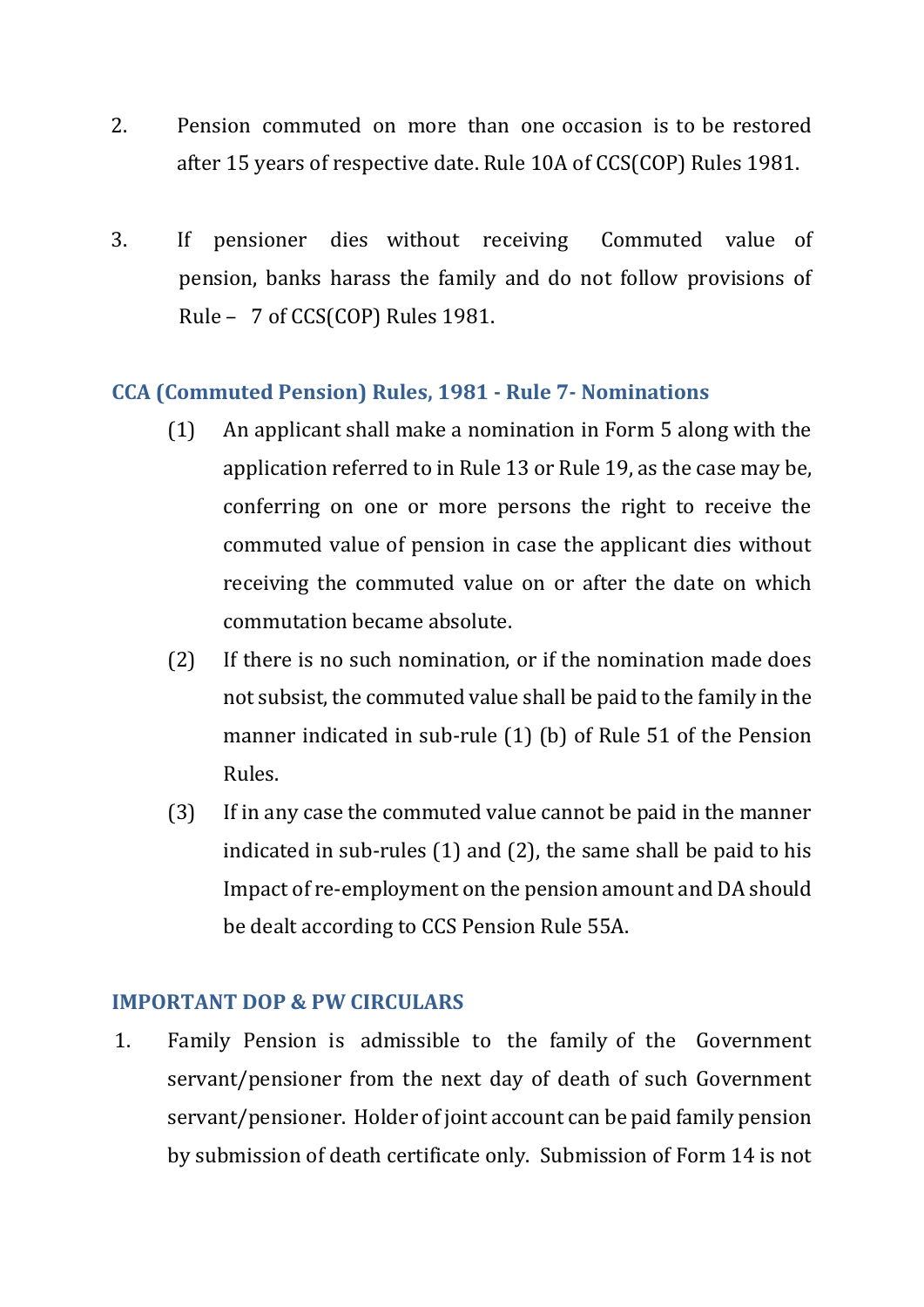2. Pension commuted on more than one occasion is to be restored after 15 years of respective date. Rule 10A of CCS(COP) Rules 1981.

3. If pensioner dies without receiving Commuted value of pension, banks harass the family and do not follow provisions of Rule – 7 of CCS(COP) Rules 1981.

### CCA (Commuted Pension) Rules, 1981 - Rule 7- Nominations

(1) An applicant shall make a nomination in Form 5 along with the application referred to in Rule 13 or Rule 19, as the case may be, conferring on one or more persons the right to receive the commuted value of pension in case the applicant dies without receiving the commuted value on or after the date on which commutation became absolute.

(2) If there is no such nomination, or if the nomination made does not subsist, the commuted value shall be paid to the family in the manner indicated in sub-rule (1) (b) of Rule 51 of the Pension Rules.

(3) If in any case the commuted value cannot be paid in the manner indicated in sub-rules (1) and (2), the same shall be paid to his Impact of re-employment on the pension amount and DA should be dealt according to CCS Pension Rule 55A.

### IMPORTANT DOP & PW CIRCULARS

1. Family Pension is admissible to the family of the Government servant/pensioner from the next day of death of such Government servant/pensioner. Holder of joint account can be paid family pension by submission of death certificate only. Submission of Form 14 is not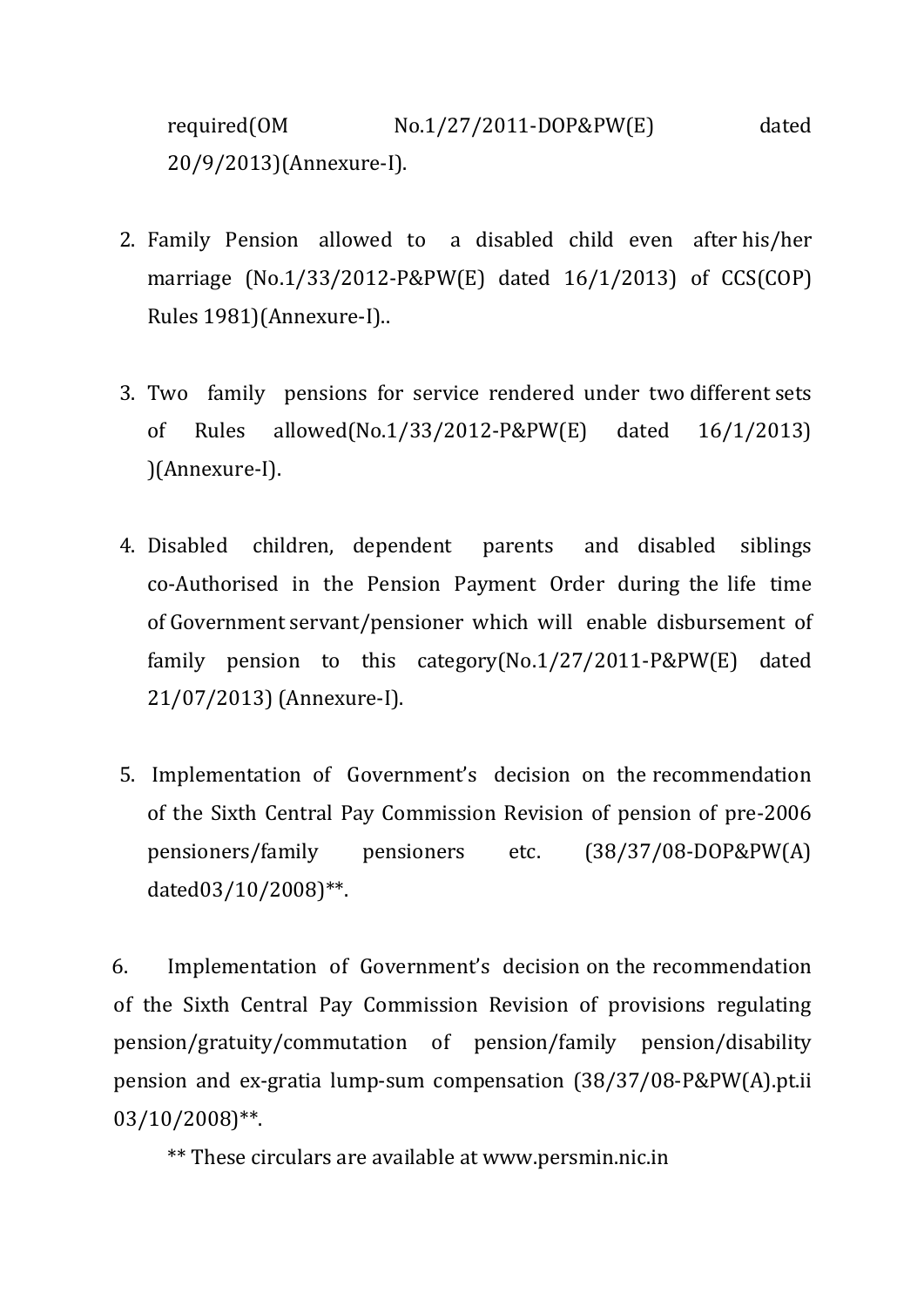required(OM No.1/27/2011-DOP&PW(E) dated 20/9/2013)(Annexure-I).

2. Family Pension allowed to a disabled child even after his/her marriage (No.1/33/2012-P&PW(E) dated 16/1/2013) of CCS(COP) Rules 1981)(Annexure-I)..

3. Two family pensions for service rendered under two different sets of Rules allowed(No.1/33/2012-P&PW(E) dated 16/1/2013) )(Annexure-I).

4. Disabled children, dependent parents and disabled siblings co-Authorised in the Pension Payment Order during the life time of Government servant/pensioner which will enable disbursement of family pension to this category(No.1/27/2011-P&PW(E) dated 21/07/2013) (Annexure-I).

5. Implementation of Government's decision on the recommendation of the Sixth Central Pay Commission Revision of pension of pre-2006 pensioners/family pensioners etc. (38/37/08-DOP&PW(A) dated03/10/2008)**.

6. Implementation of Government's decision on the recommendation of the Sixth Central Pay Commission Revision of provisions regulating pension/gratuity/commutation of pension/family pension/disability pension and ex-gratia lump-sum compensation (38/37/08-P&PW(A).pt.ii 03/10/2008)**.

** These circulars are available at www.persmin.nic.in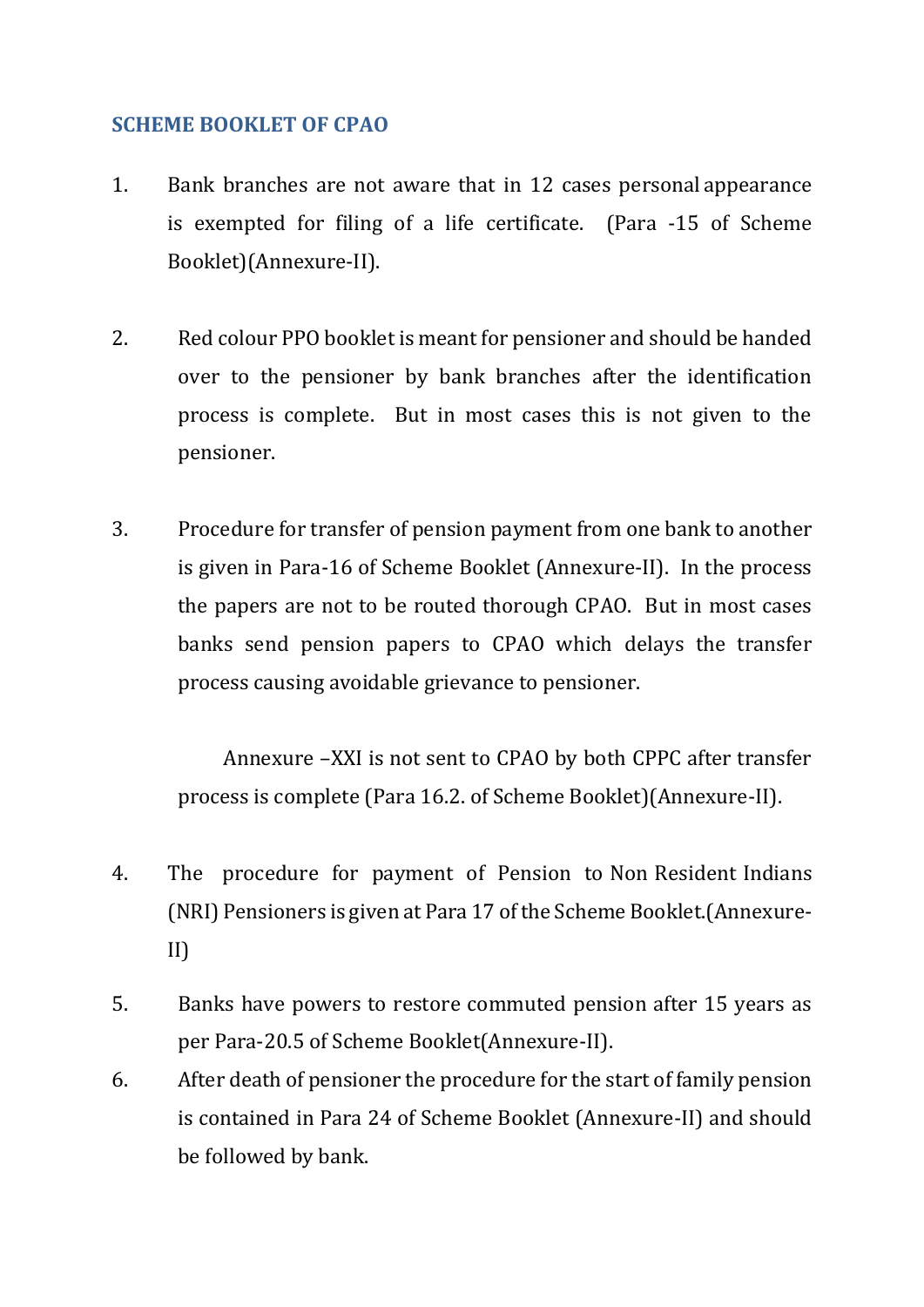## SCHEME BOOKLET OF CPAO

1. Bank branches are not aware that in 12 cases personal appearance is exempted for filing of a life certificate. (Para -15 of Scheme Booklet)(Annexure-II).

2. Red colour PPO booklet is meant for pensioner and should be handed over to the pensioner by bank branches after the identification process is complete. But in most cases this is not given to the pensioner.

3. Procedure for transfer of pension payment from one bank to another is given in Para-16 of Scheme Booklet (Annexure-II). In the process the papers are not to be routed thorough CPAO. But in most cases banks send pension papers to CPAO which delays the transfer process causing avoidable grievance to pensioner.

   Annexure –XXI is not sent to CPAO by both CPPC after transfer process is complete (Para 16.2. of Scheme Booklet)(Annexure-II).

4. The procedure for payment of Pension to Non Resident Indians (NRI) Pensioners is given at Para 17 of the Scheme Booklet.(Annexure-II)

5. Banks have powers to restore commuted pension after 15 years as per Para-20.5 of Scheme Booklet(Annexure-II).

6. After death of pensioner the procedure for the start of family pension is contained in Para 24 of Scheme Booklet (Annexure-II) and should be followed by bank.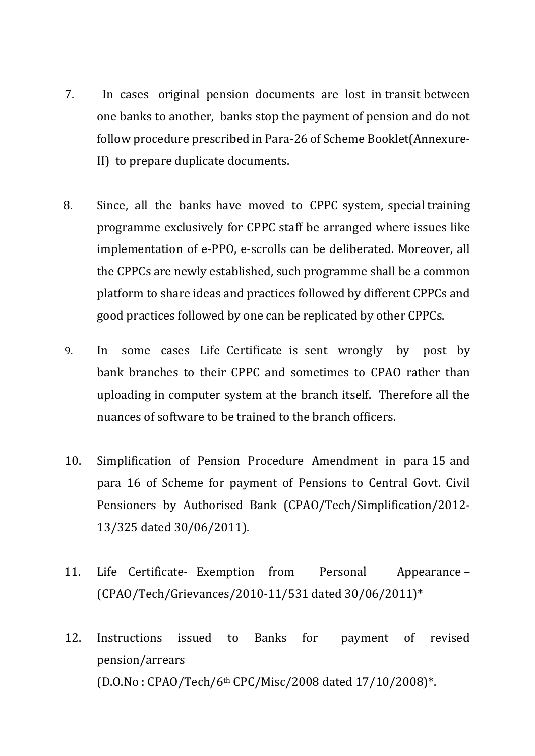7. In cases original pension documents are lost in transit between one banks to another, banks stop the payment of pension and do not follow procedure prescribed in Para-26 of Scheme Booklet(Annexure-II) to prepare duplicate documents.

8. Since, all the banks have moved to CPPC system, special training programme exclusively for CPPC staff be arranged where issues like implementation of e-PPO, e-scrolls can be deliberated. Moreover, all the CPPCs are newly established, such programme shall be a common platform to share ideas and practices followed by different CPPCs and good practices followed by one can be replicated by other CPPCs.

9. In some cases Life Certificate is sent wrongly by post by bank branches to their CPPC and sometimes to CPAO rather than uploading in computer system at the branch itself. Therefore all the nuances of software to be trained to the branch officers.

10. Simplification of Pension Procedure Amendment in para 15 and para 16 of Scheme for payment of Pensions to Central Govt. Civil Pensioners by Authorised Bank (CPAO/Tech/Simplification/2012-13/325 dated 30/06/2011).

11. Life Certificate- Exemption from Personal Appearance – (CPAO/Tech/Grievances/2010-11/531 dated 30/06/2011)*

12. Instructions issued to Banks for payment of revised pension/arrears (D.O.No : CPAO/Tech/6th CPC/Misc/2008 dated 17/10/2008)*.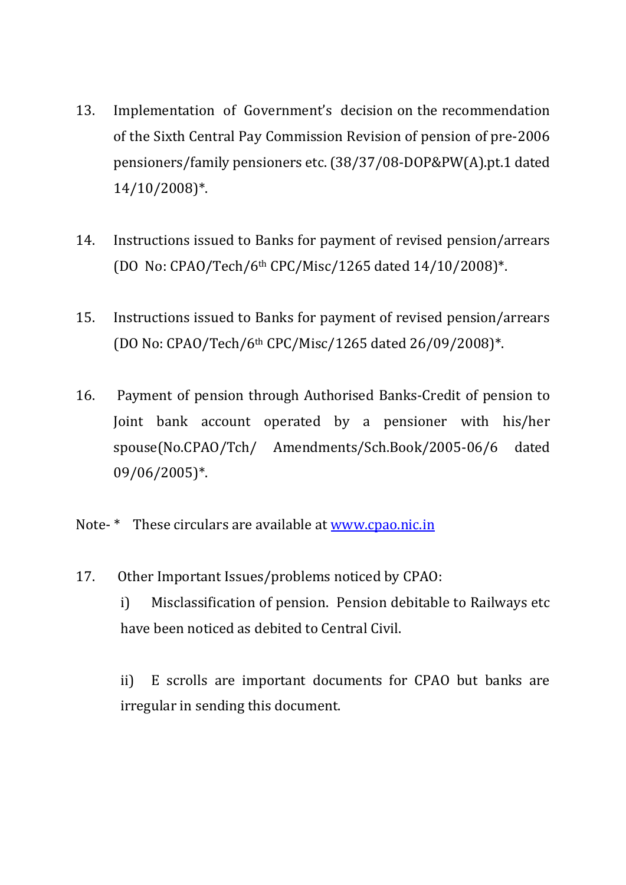13. Implementation of Government's decision on the recommendation of the Sixth Central Pay Commission Revision of pension of pre-2006 pensioners/family pensioners etc. (38/37/08-DOP&PW(A).pt.1 dated 14/10/2008)*.

14. Instructions issued to Banks for payment of revised pension/arrears (DO No: CPAO/Tech/6th CPC/Misc/1265 dated 14/10/2008)*.

15. Instructions issued to Banks for payment of revised pension/arrears (DO No: CPAO/Tech/6th CPC/Misc/1265 dated 26/09/2008)*.

16. Payment of pension through Authorised Banks-Credit of pension to Joint bank account operated by a pensioner with his/her spouse(No.CPAO/Tch/ Amendments/Sch.Book/2005-06/6 dated 09/06/2005)*.

Note- * These circulars are available at [www.cpao.nic.in](http://www.cpao.nic.in)

17. Other Important Issues/problems noticed by CPAO:

    i) Misclassification of pension. Pension debitable to Railways etc have been noticed as debited to Central Civil.

    ii) E scrolls are important documents for CPAO but banks are irregular in sending this document.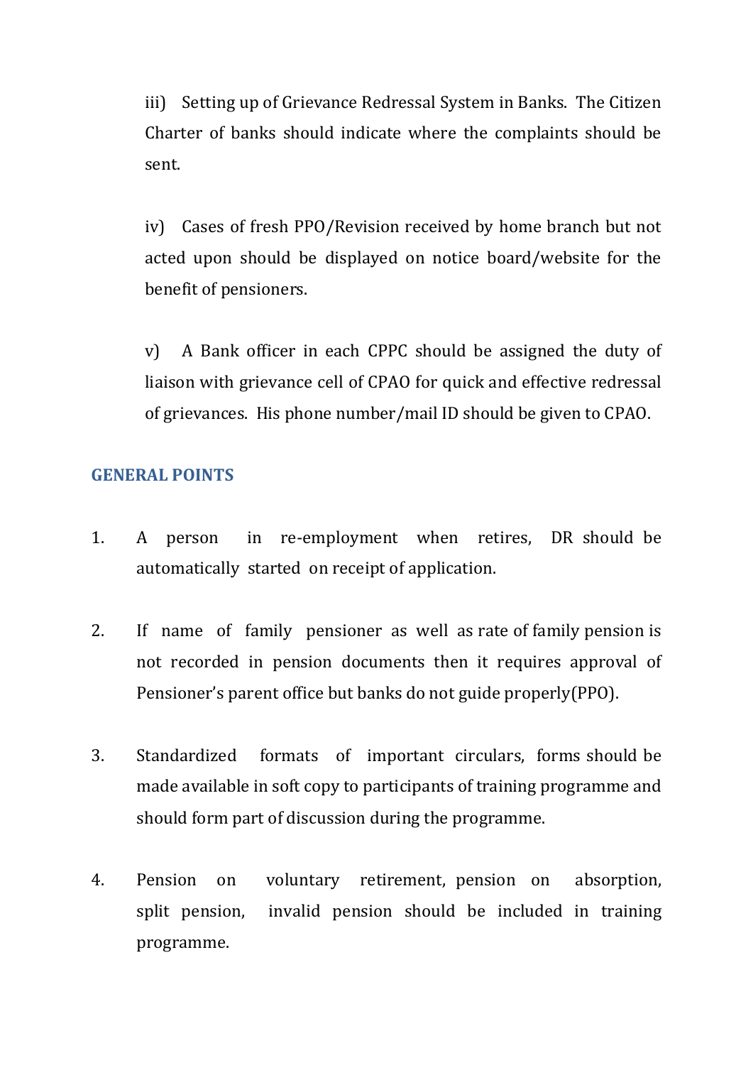iii) Setting up of Grievance Redressal System in Banks. The Citizen Charter of banks should indicate where the complaints should be sent.

iv) Cases of fresh PPO/Revision received by home branch but not acted upon should be displayed on notice board/website for the benefit of pensioners.

v) A Bank officer in each CPPC should be assigned the duty of liaison with grievance cell of CPAO for quick and effective redressal of grievances. His phone number/mail ID should be given to CPAO.

## GENERAL POINTS

1. A person in re-employment when retires, DR should be automatically started on receipt of application.

2. If name of family pensioner as well as rate of family pension is not recorded in pension documents then it requires approval of Pensioner's parent office but banks do not guide properly(PPO).

3. Standardized formats of important circulars, forms should be made available in soft copy to participants of training programme and should form part of discussion during the programme.

4. Pension on voluntary retirement, pension on absorption, split pension, invalid pension should be included in training programme.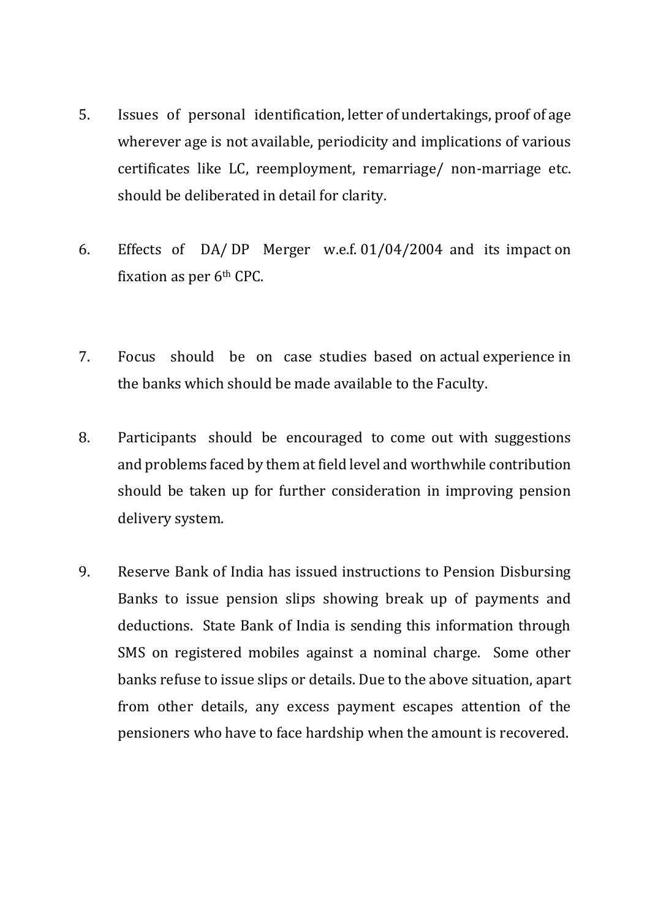5. Issues of personal identification, letter of undertakings, proof of age wherever age is not available, periodicity and implications of various certificates like LC, reemployment, remarriage/ non-marriage etc. should be deliberated in detail for clarity.

6. Effects of DA/ DP Merger w.e.f. 01/04/2004 and its impact on fixation as per 6th CPC.

7. Focus should be on case studies based on actual experience in the banks which should be made available to the Faculty.

8. Participants should be encouraged to come out with suggestions and problems faced by them at field level and worthwhile contribution should be taken up for further consideration in improving pension delivery system.

9. Reserve Bank of India has issued instructions to Pension Disbursing Banks to issue pension slips showing break up of payments and deductions. State Bank of India is sending this information through SMS on registered mobiles against a nominal charge. Some other banks refuse to issue slips or details. Due to the above situation, apart from other details, any excess payment escapes attention of the pensioners who have to face hardship when the amount is recovered.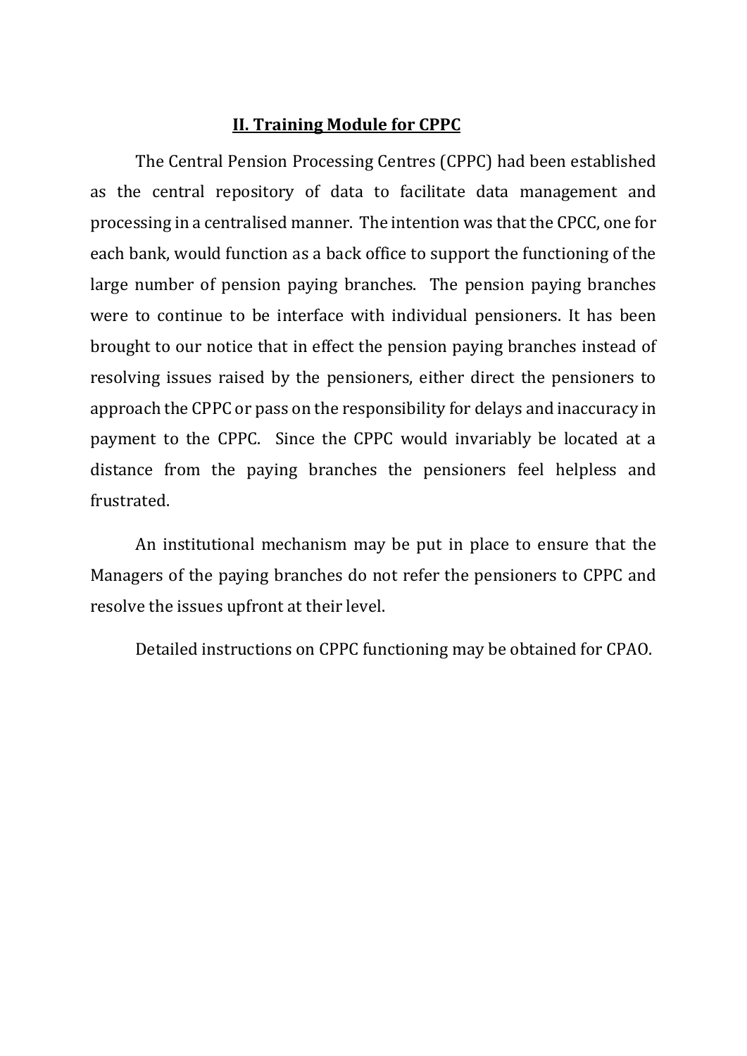## <u>II. Training Module for CPPC</u>

The Central Pension Processing Centres (CPPC) had been established as the central repository of data to facilitate data management and processing in a centralised manner. The intention was that the CPCC, one for each bank, would function as a back office to support the functioning of the large number of pension paying branches. The pension paying branches were to continue to be interface with individual pensioners. It has been brought to our notice that in effect the pension paying branches instead of resolving issues raised by the pensioners, either direct the pensioners to approach the CPPC or pass on the responsibility for delays and inaccuracy in payment to the CPPC. Since the CPPC would invariably be located at a distance from the paying branches the pensioners feel helpless and frustrated.

An institutional mechanism may be put in place to ensure that the Managers of the paying branches do not refer the pensioners to CPPC and resolve the issues upfront at their level.

Detailed instructions on CPPC functioning may be obtained for CPAO.